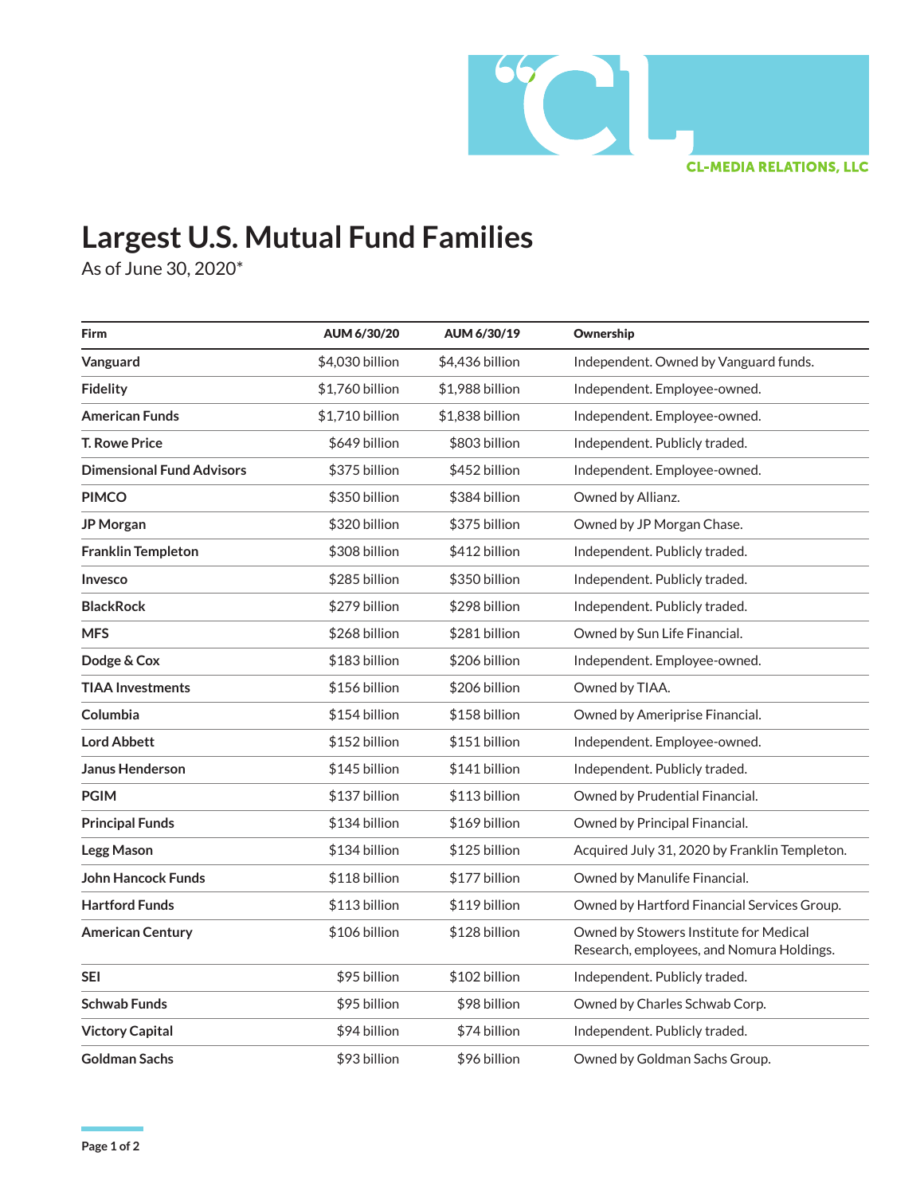CL-MEDIA RELATIONS, LLC

# Largest U.S. Mutual Fund Families

As of June 30, 2020*

| Firm | AUM 6/30/20 | AUM 6/30/19 | Ownership |
|---|---|---|---|
| **Vanguard** | $4,030 billion | $4,436 billion | Independent. Owned by Vanguard funds. |
| **Fidelity** | $1,760 billion | $1,988 billion | Independent. Employee-owned. |
| **American Funds** | $1,710 billion | $1,838 billion | Independent. Employee-owned. |
| **T. Rowe Price** | $649 billion | $803 billion | Independent. Publicly traded. |
| **Dimensional Fund Advisors** | $375 billion | $452 billion | Independent. Employee-owned. |
| **PIMCO** | $350 billion | $384 billion | Owned by Allianz. |
| **JP Morgan** | $320 billion | $375 billion | Owned by JP Morgan Chase. |
| **Franklin Templeton** | $308 billion | $412 billion | Independent. Publicly traded. |
| **Invesco** | $285 billion | $350 billion | Independent. Publicly traded. |
| **BlackRock** | $279 billion | $298 billion | Independent. Publicly traded. |
| **MFS** | $268 billion | $281 billion | Owned by Sun Life Financial. |
| **Dodge & Cox** | $183 billion | $206 billion | Independent. Employee-owned. |
| **TIAA Investments** | $156 billion | $206 billion | Owned by TIAA. |
| **Columbia** | $154 billion | $158 billion | Owned by Ameriprise Financial. |
| **Lord Abbett** | $152 billion | $151 billion | Independent. Employee-owned. |
| **Janus Henderson** | $145 billion | $141 billion | Independent. Publicly traded. |
| **PGIM** | $137 billion | $113 billion | Owned by Prudential Financial. |
| **Principal Funds** | $134 billion | $169 billion | Owned by Principal Financial. |
| **Legg Mason** | $134 billion | $125 billion | Acquired July 31, 2020 by Franklin Templeton. |
| **John Hancock Funds** | $118 billion | $177 billion | Owned by Manulife Financial. |
| **Hartford Funds** | $113 billion | $119 billion | Owned by Hartford Financial Services Group. |
| **American Century** | $106 billion | $128 billion | Owned by Stowers Institute for Medical Research, employees, and Nomura Holdings. |
| **SEI** | $95 billion | $102 billion | Independent. Publicly traded. |
| **Schwab Funds** | $95 billion | $98 billion | Owned by Charles Schwab Corp. |
| **Victory Capital** | $94 billion | $74 billion | Independent. Publicly traded. |
| **Goldman Sachs** | $93 billion | $96 billion | Owned by Goldman Sachs Group. |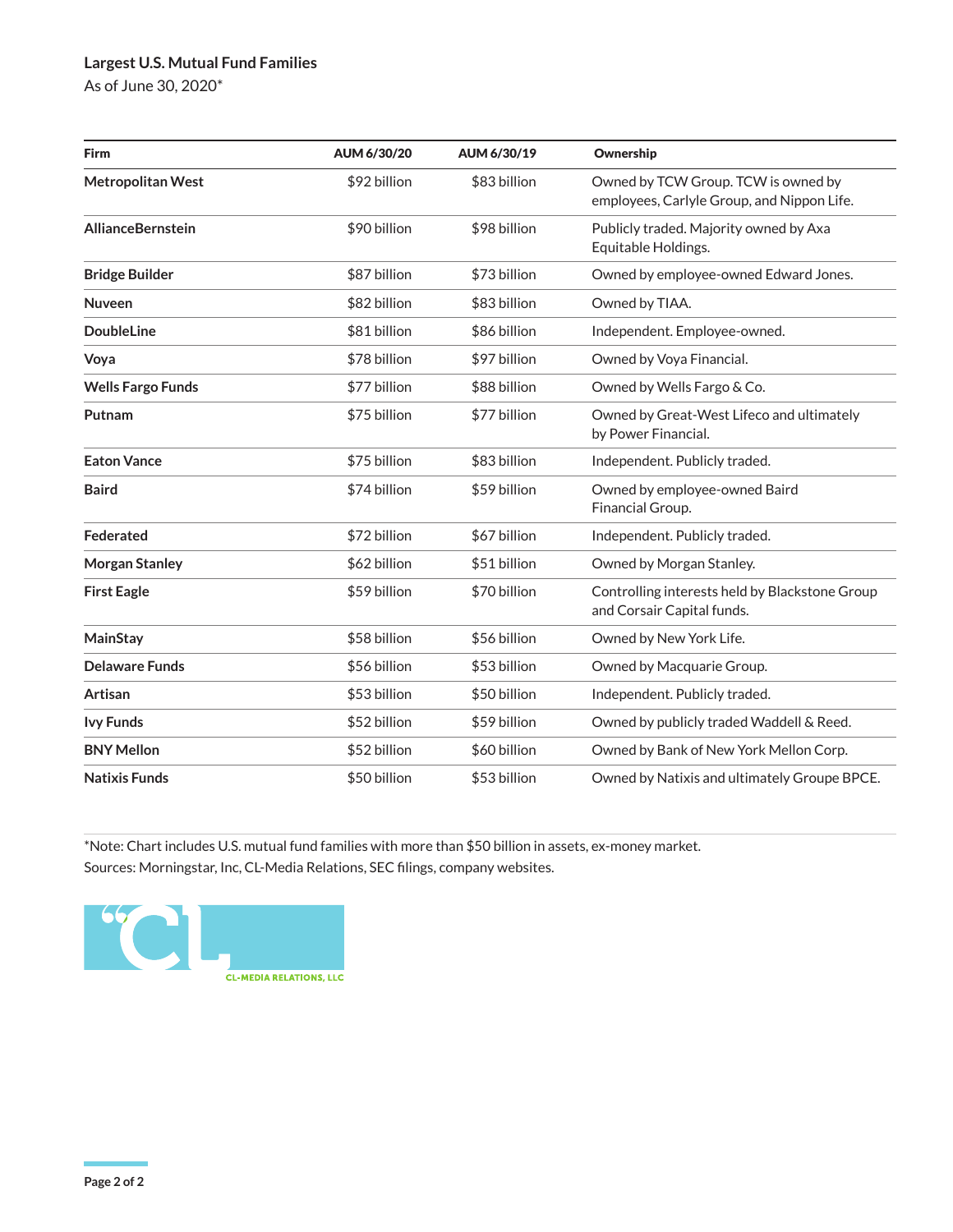**Largest U.S. Mutual Fund Families**

As of June 30, 2020*

| Firm | AUM 6/30/20 | AUM 6/30/19 | Ownership |
|---|---|---|---|
| **Metropolitan West** | $92 billion | $83 billion | Owned by TCW Group. TCW is owned by employees, Carlyle Group, and Nippon Life. |
| **AllianceBernstein** | $90 billion | $98 billion | Publicly traded. Majority owned by Axa Equitable Holdings. |
| **Bridge Builder** | $87 billion | $73 billion | Owned by employee-owned Edward Jones. |
| **Nuveen** | $82 billion | $83 billion | Owned by TIAA. |
| **DoubleLine** | $81 billion | $86 billion | Independent. Employee-owned. |
| **Voya** | $78 billion | $97 billion | Owned by Voya Financial. |
| **Wells Fargo Funds** | $77 billion | $88 billion | Owned by Wells Fargo & Co. |
| **Putnam** | $75 billion | $77 billion | Owned by Great-West Lifeco and ultimately by Power Financial. |
| **Eaton Vance** | $75 billion | $83 billion | Independent. Publicly traded. |
| **Baird** | $74 billion | $59 billion | Owned by employee-owned Baird Financial Group. |
| **Federated** | $72 billion | $67 billion | Independent. Publicly traded. |
| **Morgan Stanley** | $62 billion | $51 billion | Owned by Morgan Stanley. |
| **First Eagle** | $59 billion | $70 billion | Controlling interests held by Blackstone Group and Corsair Capital funds. |
| **MainStay** | $58 billion | $56 billion | Owned by New York Life. |
| **Delaware Funds** | $56 billion | $53 billion | Owned by Macquarie Group. |
| **Artisan** | $53 billion | $50 billion | Independent. Publicly traded. |
| **Ivy Funds** | $52 billion | $59 billion | Owned by publicly traded Waddell & Reed. |
| **BNY Mellon** | $52 billion | $60 billion | Owned by Bank of New York Mellon Corp. |
| **Natixis Funds** | $50 billion | $53 billion | Owned by Natixis and ultimately Groupe BPCE. |

*Note: Chart includes U.S. mutual fund families with more than $50 billion in assets, ex-money market.

Sources: Morningstar, Inc, CL-Media Relations, SEC filings, company websites.

CL-MEDIA RELATIONS, LLC